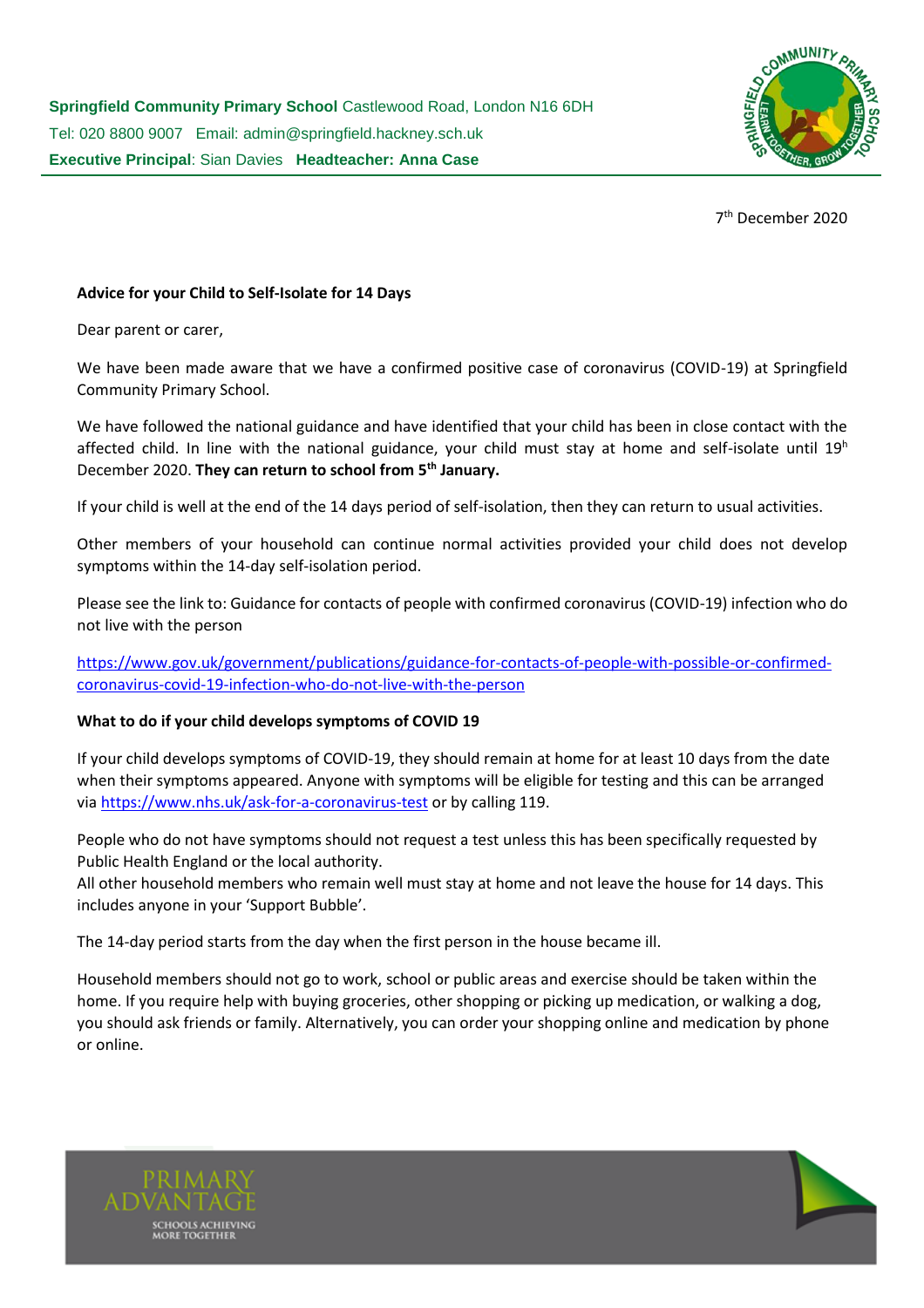**Springfield Community Primary School** Castlewood Road, London N16 6DH
Tel: 020 8800 9007 Email: admin@springfield.hackney.sch.uk
**Executive Principal**: Sian Davies **Headteacher: Anna Case**

7th December 2020

**Advice for your Child to Self-Isolate for 14 Days**

Dear parent or carer,

We have been made aware that we have a confirmed positive case of coronavirus (COVID-19) at Springfield Community Primary School.

We have followed the national guidance and have identified that your child has been in close contact with the affected child. In line with the national guidance, your child must stay at home and self-isolate until 19h December 2020. **They can return to school from 5th January.**

If your child is well at the end of the 14 days period of self-isolation, then they can return to usual activities.

Other members of your household can continue normal activities provided your child does not develop symptoms within the 14-day self-isolation period.

Please see the link to: Guidance for contacts of people with confirmed coronavirus (COVID-19) infection who do not live with the person

https://www.gov.uk/government/publications/guidance-for-contacts-of-people-with-possible-or-confirmed-coronavirus-covid-19-infection-who-do-not-live-with-the-person

**What to do if your child develops symptoms of COVID 19**

If your child develops symptoms of COVID-19, they should remain at home for at least 10 days from the date when their symptoms appeared. Anyone with symptoms will be eligible for testing and this can be arranged via https://www.nhs.uk/ask-for-a-coronavirus-test or by calling 119.

People who do not have symptoms should not request a test unless this has been specifically requested by Public Health England or the local authority.
All other household members who remain well must stay at home and not leave the house for 14 days. This includes anyone in your 'Support Bubble'.

The 14-day period starts from the day when the first person in the house became ill.

Household members should not go to work, school or public areas and exercise should be taken within the home. If you require help with buying groceries, other shopping or picking up medication, or walking a dog, you should ask friends or family. Alternatively, you can order your shopping online and medication by phone or online.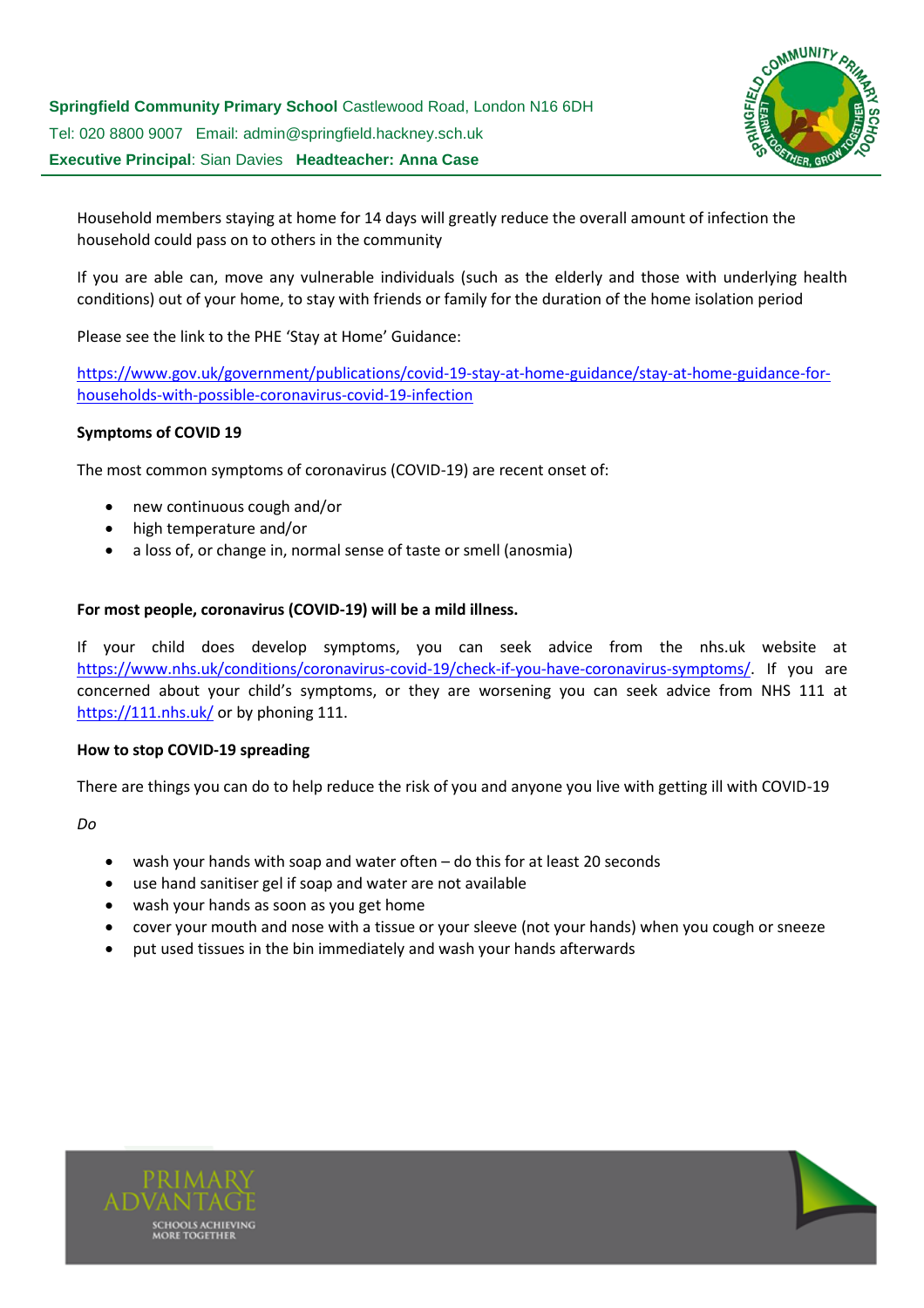Household members staying at home for 14 days will greatly reduce the overall amount of infection the household could pass on to others in the community

If you are able can, move any vulnerable individuals (such as the elderly and those with underlying health conditions) out of your home, to stay with friends or family for the duration of the home isolation period

Please see the link to the PHE 'Stay at Home' Guidance:

https://www.gov.uk/government/publications/covid-19-stay-at-home-guidance/stay-at-home-guidance-for-households-with-possible-coronavirus-covid-19-infection

**Symptoms of COVID 19**

The most common symptoms of coronavirus (COVID-19) are recent onset of:

- new continuous cough and/or
- high temperature and/or
- a loss of, or change in, normal sense of taste or smell (anosmia)

**For most people, coronavirus (COVID-19) will be a mild illness.**

If your child does develop symptoms, you can seek advice from the nhs.uk website at https://www.nhs.uk/conditions/coronavirus-covid-19/check-if-you-have-coronavirus-symptoms/. If you are concerned about your child's symptoms, or they are worsening you can seek advice from NHS 111 at https://111.nhs.uk/ or by phoning 111.

**How to stop COVID-19 spreading**

There are things you can do to help reduce the risk of you and anyone you live with getting ill with COVID-19

*Do*

- wash your hands with soap and water often – do this for at least 20 seconds
- use hand sanitiser gel if soap and water are not available
- wash your hands as soon as you get home
- cover your mouth and nose with a tissue or your sleeve (not your hands) when you cough or sneeze
- put used tissues in the bin immediately and wash your hands afterwards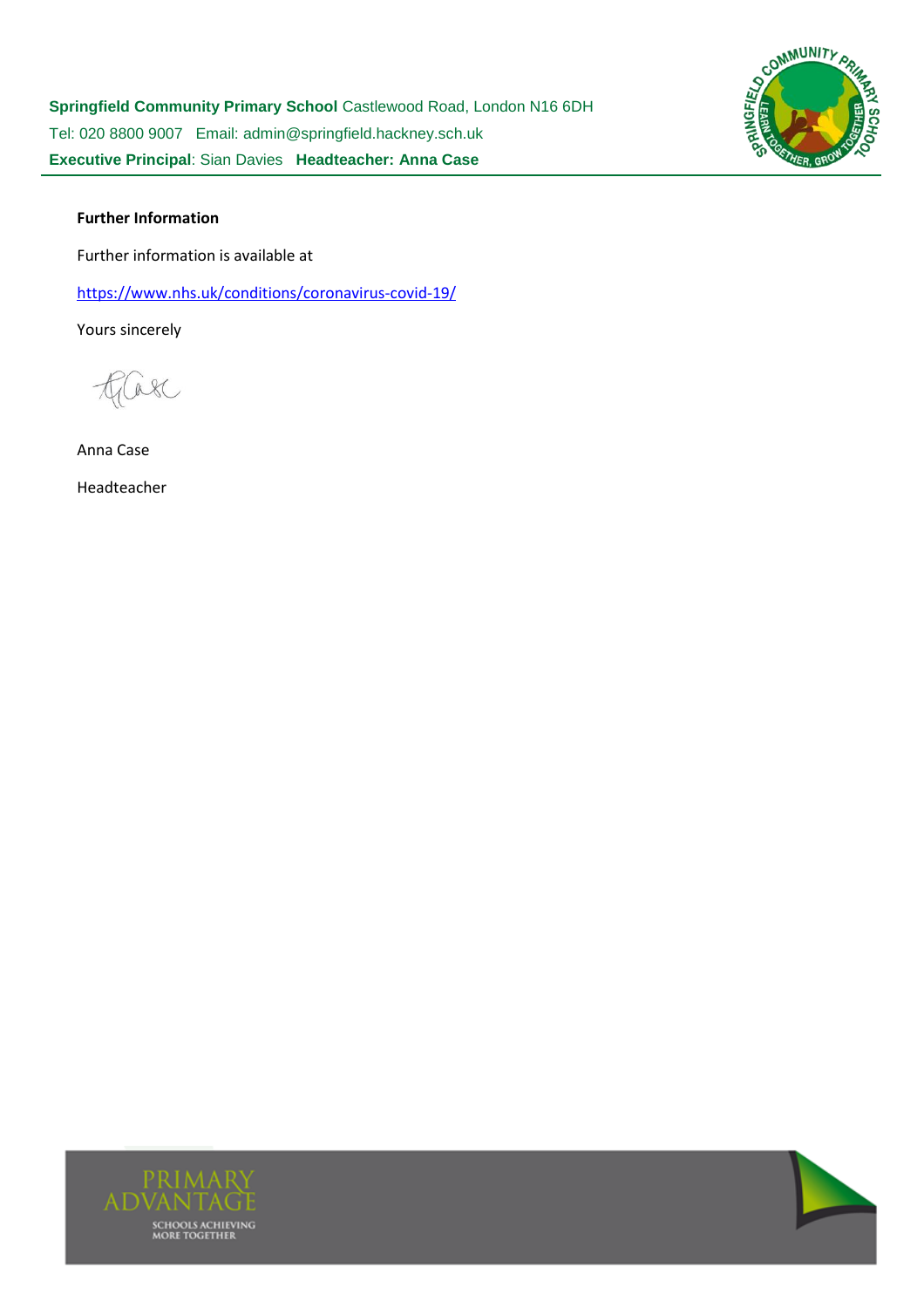Springfield Community Primary School Castlewood Road, London N16 6DH
Tel: 020 8800 9007 Email: admin@springfield.hackney.sch.uk
**Executive Principal**: Sian Davies **Headteacher: Anna Case**

**Further Information**

Further information is available at

https://www.nhs.uk/conditions/coronavirus-covid-19/

Yours sincerely

Anna Case

Headteacher

PRIMARY ADVANTAGE
SCHOOLS ACHIEVING MORE TOGETHER